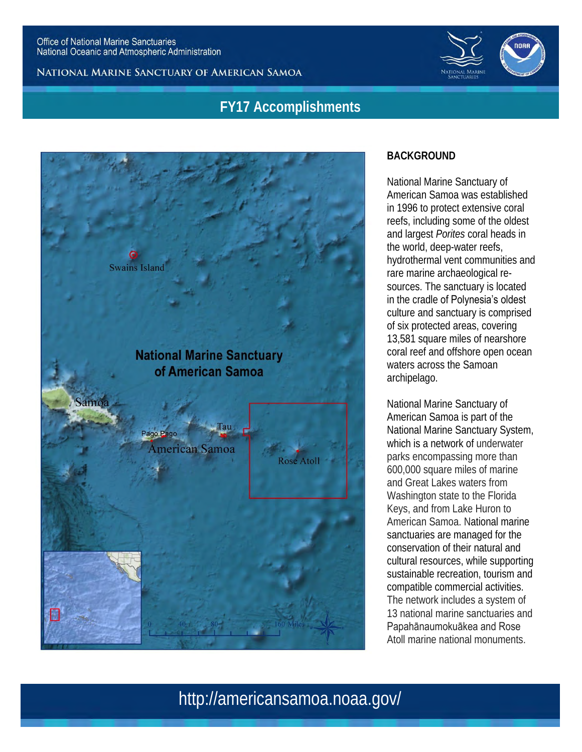Office of National Marine Sanctuaries
National Oceanic and Atmospheric Administration

NATIONAL MARINE SANCTUARY OF AMERICAN SAMOA

# FY17 Accomplishments

## BACKGROUND

National Marine Sanctuary of American Samoa was established in 1996 to protect extensive coral reefs, including some of the oldest and largest *Porites* coral heads in the world, deep-water reefs, hydrothermal vent communities and rare marine archaeological resources. The sanctuary is located in the cradle of Polynesia's oldest culture and sanctuary is comprised of six protected areas, covering 13,581 square miles of nearshore coral reef and offshore open ocean waters across the Samoan archipelago.

National Marine Sanctuary of American Samoa is part of the National Marine Sanctuary System, which is a network of underwater parks encompassing more than 600,000 square miles of marine and Great Lakes waters from Washington state to the Florida Keys, and from Lake Huron to American Samoa. National marine sanctuaries are managed for the conservation of their natural and cultural resources, while supporting sustainable recreation, tourism and compatible commercial activities. The network includes a system of 13 national marine sanctuaries and Papahānaumokuākea and Rose Atoll marine national monuments.

http://americansamoa.noaa.gov/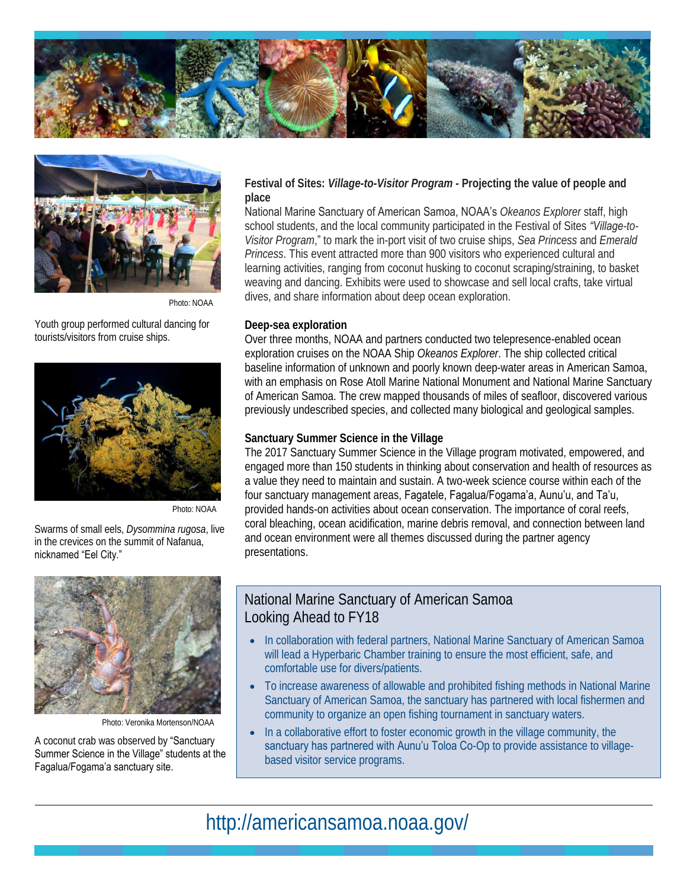Photo: NOAA

Youth group performed cultural dancing for tourists/visitors from cruise ships.

Photo: NOAA

Swarms of small eels, *Dysommina rugosa*, live in the crevices on the summit of Nafanua, nicknamed "Eel City."

Photo: Veronika Mortenson/NOAA

A coconut crab was observed by "Sanctuary Summer Science in the Village" students at the Fagalua/Fogama'a sanctuary site.

**Festival of Sites: *Village-to-Visitor Program* - Projecting the value of people and place**

National Marine Sanctuary of American Samoa, NOAA's *Okeanos Explorer* staff, high school students, and the local community participated in the Festival of Sites *"Village-to-Visitor Program*," to mark the in-port visit of two cruise ships, *Sea Princess* and *Emerald Princess*. This event attracted more than 900 visitors who experienced cultural and learning activities, ranging from coconut husking to coconut scraping/straining, to basket weaving and dancing. Exhibits were used to showcase and sell local crafts, take virtual dives, and share information about deep ocean exploration.

**Deep-sea exploration**

Over three months, NOAA and partners conducted two telepresence-enabled ocean exploration cruises on the NOAA Ship *Okeanos Explorer*. The ship collected critical baseline information of unknown and poorly known deep-water areas in American Samoa, with an emphasis on Rose Atoll Marine National Monument and National Marine Sanctuary of American Samoa. The crew mapped thousands of miles of seafloor, discovered various previously undescribed species, and collected many biological and geological samples.

**Sanctuary Summer Science in the Village**

The 2017 Sanctuary Summer Science in the Village program motivated, empowered, and engaged more than 150 students in thinking about conservation and health of resources as a value they need to maintain and sustain. A two-week science course within each of the four sanctuary management areas, Fagatele, Fagalua/Fogama'a, Aunu'u, and Ta'u, provided hands-on activities about ocean conservation. The importance of coral reefs, coral bleaching, ocean acidification, marine debris removal, and connection between land and ocean environment were all themes discussed during the partner agency presentations.

## National Marine Sanctuary of American Samoa Looking Ahead to FY18

- In collaboration with federal partners, National Marine Sanctuary of American Samoa will lead a Hyperbaric Chamber training to ensure the most efficient, safe, and comfortable use for divers/patients.
- To increase awareness of allowable and prohibited fishing methods in National Marine Sanctuary of American Samoa, the sanctuary has partnered with local fishermen and community to organize an open fishing tournament in sanctuary waters.
- In a collaborative effort to foster economic growth in the village community, the sanctuary has partnered with Aunu'u Toloa Co-Op to provide assistance to village-based visitor service programs.

http://americansamoa.noaa.gov/